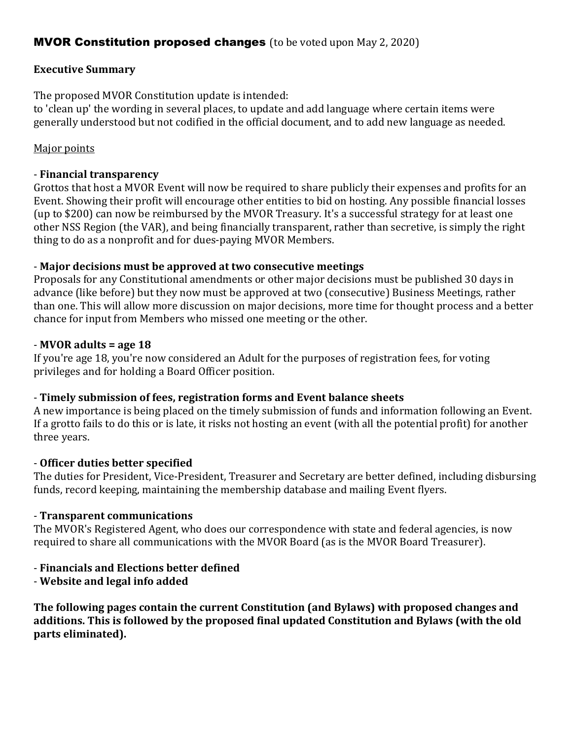# MVOR Constitution proposed changes (to be voted upon May 2, 2020)

**Executive Summary**

The proposed MVOR Constitution update is intended:
to 'clean up' the wording in several places, to update and add language where certain items were generally understood but not codified in the official document, and to add new language as needed.

Major points

- **Financial transparency**

Grottos that host a MVOR Event will now be required to share publicly their expenses and profits for an Event. Showing their profit will encourage other entities to bid on hosting. Any possible financial losses (up to $200) can now be reimbursed by the MVOR Treasury. It's a successful strategy for at least one other NSS Region (the VAR), and being financially transparent, rather than secretive, is simply the right thing to do as a nonprofit and for dues-paying MVOR Members.

- **Major decisions must be approved at two consecutive meetings**

Proposals for any Constitutional amendments or other major decisions must be published 30 days in advance (like before) but they now must be approved at two (consecutive) Business Meetings, rather than one. This will allow more discussion on major decisions, more time for thought process and a better chance for input from Members who missed one meeting or the other.

- **MVOR adults = age 18**

If you're age 18, you're now considered an Adult for the purposes of registration fees, for voting privileges and for holding a Board Officer position.

- **Timely submission of fees, registration forms and Event balance sheets**

A new importance is being placed on the timely submission of funds and information following an Event. If a grotto fails to do this or is late, it risks not hosting an event (with all the potential profit) for another three years.

- **Officer duties better specified**

The duties for President, Vice-President, Treasurer and Secretary are better defined, including disbursing funds, record keeping, maintaining the membership database and mailing Event flyers.

- **Transparent communications**

The MVOR's Registered Agent, who does our correspondence with state and federal agencies, is now required to share all communications with the MVOR Board (as is the MVOR Board Treasurer).

- **Financials and Elections better defined**
- **Website and legal info added**

**The following pages contain the current Constitution (and Bylaws) with proposed changes and additions. This is followed by the proposed final updated Constitution and Bylaws (with the old parts eliminated).**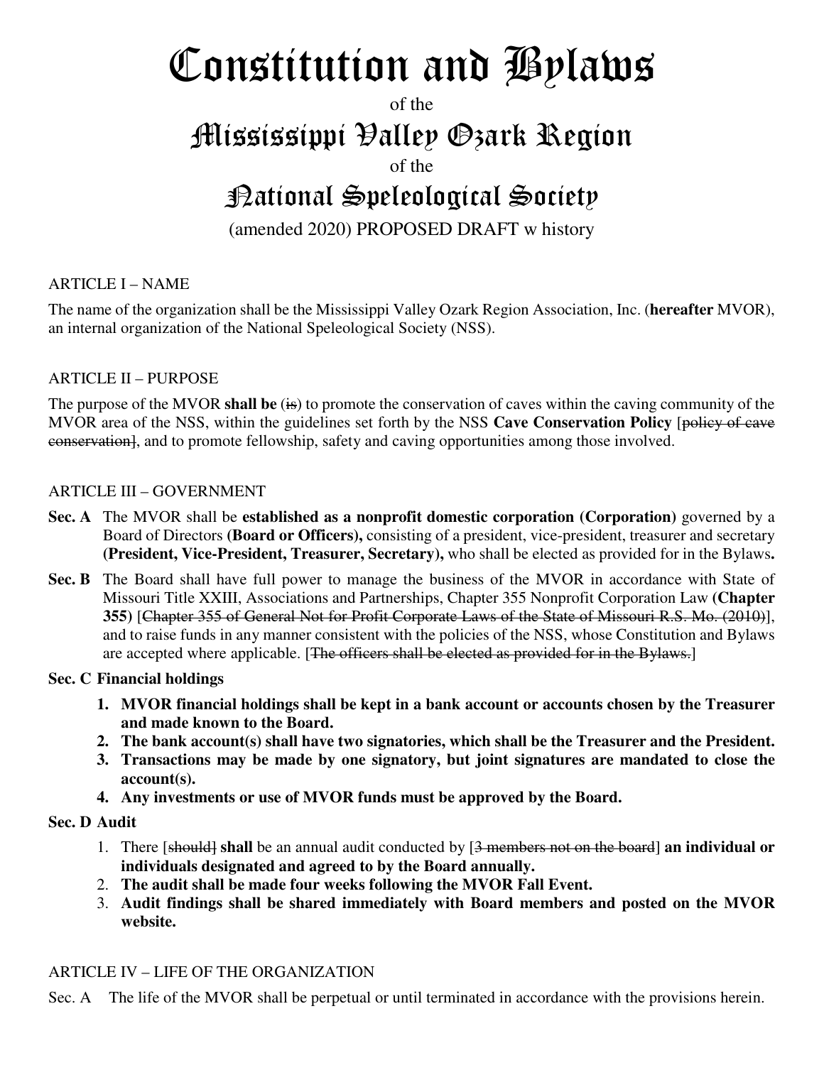# Constitution and Bylaws

of the

# Mississippi Valley Ozark Region

of the

# National Speleological Society

(amended 2020) PROPOSED DRAFT w history

ARTICLE I – NAME

The name of the organization shall be the Mississippi Valley Ozark Region Association, Inc. (**hereafter** MVOR), an internal organization of the National Speleological Society (NSS).

ARTICLE II – PURPOSE

The purpose of the MVOR **shall be** (~~is~~) to promote the conservation of caves within the caving community of the MVOR area of the NSS, within the guidelines set forth by the NSS **Cave Conservation Policy** [~~policy of cave conservation~~], and to promote fellowship, safety and caving opportunities among those involved.

ARTICLE III – GOVERNMENT

**Sec. A** The MVOR shall be **established as a nonprofit domestic corporation (Corporation)** governed by a Board of Directors **(Board or Officers),** consisting of a president, vice-president, treasurer and secretary **(President, Vice-President, Treasurer, Secretary),** who shall be elected as provided for in the Bylaws**.**

**Sec. B** The Board shall have full power to manage the business of the MVOR in accordance with State of Missouri Title XXIII, Associations and Partnerships, Chapter 355 Nonprofit Corporation Law **(Chapter 355)** [~~Chapter 355 of General Not for Profit Corporate Laws of the State of Missouri R.S. Mo. (2010)~~], and to raise funds in any manner consistent with the policies of the NSS, whose Constitution and Bylaws are accepted where applicable. [~~The officers shall be elected as provided for in the Bylaws.~~]

**Sec. C Financial holdings**

1. **MVOR financial holdings shall be kept in a bank account or accounts chosen by the Treasurer and made known to the Board.**
2. **The bank account(s) shall have two signatories, which shall be the Treasurer and the President.**
3. **Transactions may be made by one signatory, but joint signatures are mandated to close the account(s).**
4. **Any investments or use of MVOR funds must be approved by the Board.**

**Sec. D Audit**

1. There [~~should~~] **shall** be an annual audit conducted by [~~3 members not on the board~~] **an individual or individuals designated and agreed to by the Board annually.**
2. **The audit shall be made four weeks following the MVOR Fall Event.**
3. **Audit findings shall be shared immediately with Board members and posted on the MVOR website.**

ARTICLE IV – LIFE OF THE ORGANIZATION

Sec. A The life of the MVOR shall be perpetual or until terminated in accordance with the provisions herein.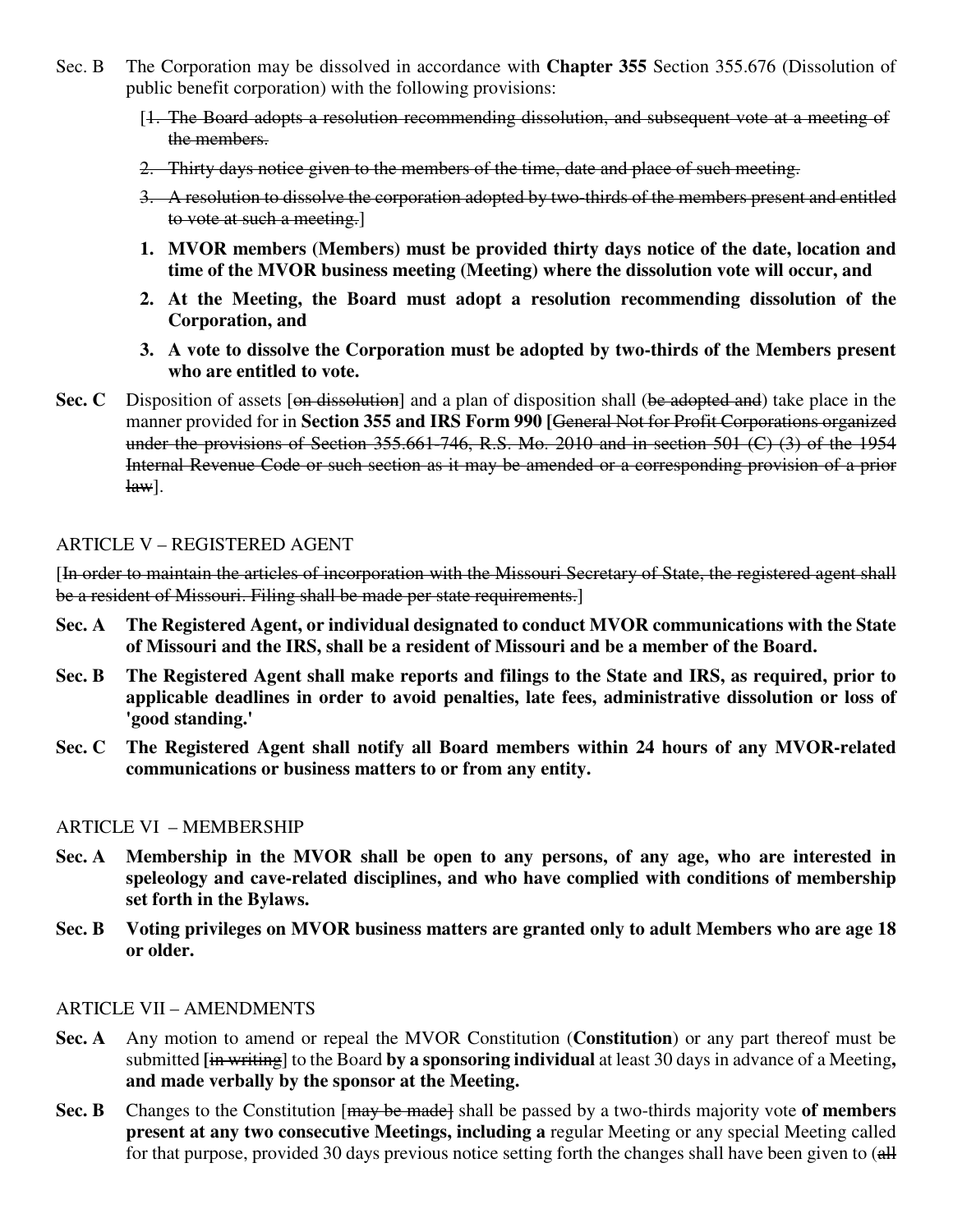Sec. B The Corporation may be dissolved in accordance with **Chapter 355** Section 355.676 (Dissolution of public benefit corporation) with the following provisions:

[~~1. The Board adopts a resolution recommending dissolution, and subsequent vote at a meeting of the members.~~

~~2. Thirty days notice given to the members of the time, date and place of such meeting.~~

~~3. A resolution to dissolve the corporation adopted by two-thirds of the members present and entitled to vote at such a meeting.~~]

1. **MVOR members (Members) must be provided thirty days notice of the date, location and time of the MVOR business meeting (Meeting) where the dissolution vote will occur, and**
2. **At the Meeting, the Board must adopt a resolution recommending dissolution of the Corporation, and**
3. **A vote to dissolve the Corporation must be adopted by two-thirds of the Members present who are entitled to vote.**

**Sec. C** Disposition of assets [~~on dissolution~~] and a plan of disposition shall (~~be adopted and~~) take place in the manner provided for in **Section 355 and IRS Form 990 [**~~General Not for Profit Corporations organized under the provisions of Section 355.661-746, R.S. Mo. 2010 and in section 501 (C) (3) of the 1954 Internal Revenue Code or such section as it may be amended or a corresponding provision of a prior law~~].

ARTICLE V – REGISTERED AGENT

[~~In order to maintain the articles of incorporation with the Missouri Secretary of State, the registered agent shall be a resident of Missouri. Filing shall be made per state requirements.~~]

**Sec. A The Registered Agent, or individual designated to conduct MVOR communications with the State of Missouri and the IRS, shall be a resident of Missouri and be a member of the Board.**

**Sec. B The Registered Agent shall make reports and filings to the State and IRS, as required, prior to applicable deadlines in order to avoid penalties, late fees, administrative dissolution or loss of 'good standing.'**

**Sec. C The Registered Agent shall notify all Board members within 24 hours of any MVOR-related communications or business matters to or from any entity.**

ARTICLE VI – MEMBERSHIP

**Sec. A Membership in the MVOR shall be open to any persons, of any age, who are interested in speleology and cave-related disciplines, and who have complied with conditions of membership set forth in the Bylaws.**

**Sec. B Voting privileges on MVOR business matters are granted only to adult Members who are age 18 or older.**

ARTICLE VII – AMENDMENTS

**Sec. A** Any motion to amend or repeal the MVOR Constitution (**Constitution**) or any part thereof must be submitted **[**~~in writing~~] to the Board **by a sponsoring individual** at least 30 days in advance of a Meeting**, and made verbally by the sponsor at the Meeting.**

**Sec. B** Changes to the Constitution [~~may be made~~] shall be passed by a two-thirds majority vote **of members present at any two consecutive Meetings, including a** regular Meeting or any special Meeting called for that purpose, provided 30 days previous notice setting forth the changes shall have been given to (~~all~~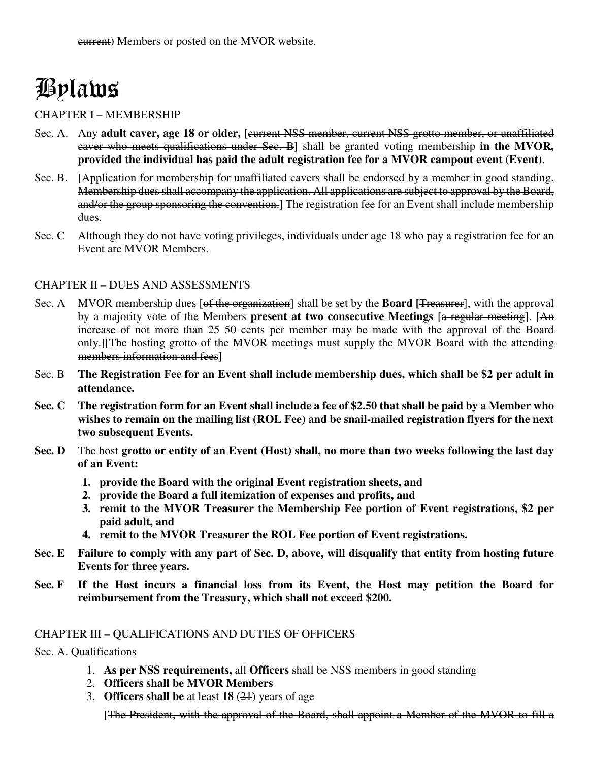~~current~~) Members or posted on the MVOR website.

# Bylaws

## CHAPTER I – MEMBERSHIP

Sec. A. Any **adult caver, age 18 or older,** [~~current NSS member, current NSS grotto member, or unaffiliated caver who meets qualifications under Sec. B~~] shall be granted voting membership **in the MVOR, provided the individual has paid the adult registration fee for a MVOR campout event (Event)**.

Sec. B. [~~Application for membership for unaffiliated cavers shall be endorsed by a member in good standing. Membership dues shall accompany the application. All applications are subject to approval by the Board, and/or the group sponsoring the convention.~~] The registration fee for an Event shall include membership dues.

Sec. C Although they do not have voting privileges, individuals under age 18 who pay a registration fee for an Event are MVOR Members.

## CHAPTER II – DUES AND ASSESSMENTS

Sec. A MVOR membership dues [~~of the organization~~] shall be set by the **Board [**~~Treasurer~~], with the approval by a majority vote of the Members **present at two consecutive Meetings** [~~a regular meeting~~]. [~~An increase of not more than 25 50 cents per member may be made with the approval of the Board only.~~][~~The hosting grotto of the MVOR meetings must supply the MVOR Board with the attending members information and fees~~]

Sec. B **The Registration Fee for an Event shall include membership dues, which shall be $2 per adult in attendance.**

**Sec. C The registration form for an Event shall include a fee of $2.50 that shall be paid by a Member who wishes to remain on the mailing list (ROL Fee) and be snail-mailed registration flyers for the next two subsequent Events.**

**Sec. D** The host **grotto or entity of an Event (Host)** shall, **no more than two weeks following the last day of an Event:**

1. **provide the Board with the original Event registration sheets, and**
2. **provide the Board a full itemization of expenses and profits, and**
3. **remit to the MVOR Treasurer the Membership Fee portion of Event registrations, $2 per paid adult, and**
4. **remit to the MVOR Treasurer the ROL Fee portion of Event registrations.**

**Sec. E Failure to comply with any part of Sec. D, above, will disqualify that entity from hosting future Events for three years.**

**Sec. F If the Host incurs a financial loss from its Event, the Host may petition the Board for reimbursement from the Treasury, which shall not exceed $200.**

## CHAPTER III – QUALIFICATIONS AND DUTIES OF OFFICERS

Sec. A. Qualifications

1. **As per NSS requirements,** all **Officers** shall be NSS members in good standing
2. **Officers shall be MVOR Members**
3. **Officers shall be** at least **18** (~~21~~) years of age

[~~The President, with the approval of the Board, shall appoint a Member of the MVOR to fill a~~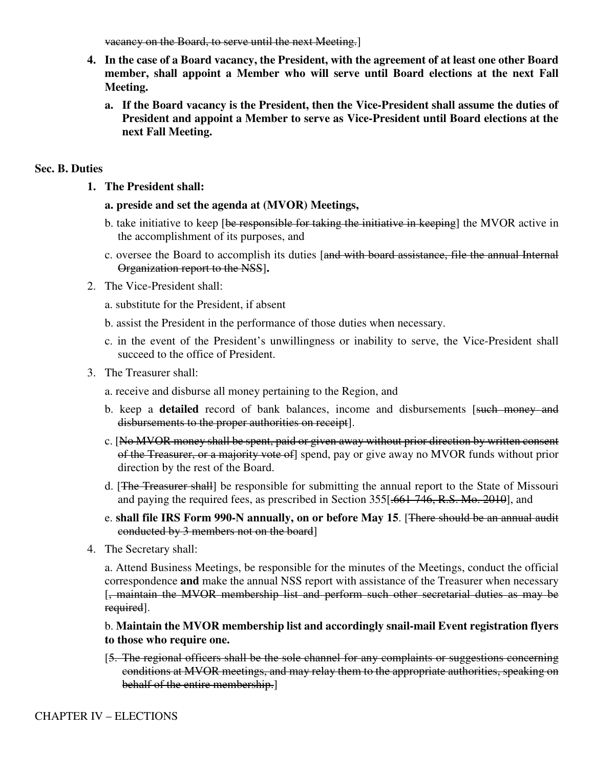~~vacancy on the Board, to serve until the next Meeting.~~]

4. **In the case of a Board vacancy, the President, with the agreement of at least one other Board member, shall appoint a Member who will serve until Board elections at the next Fall Meeting.**

   a. **If the Board vacancy is the President, then the Vice-President shall assume the duties of President and appoint a Member to serve as Vice-President until Board elections at the next Fall Meeting.**

### Sec. B. Duties

1. **The President shall:**

   **a. preside and set the agenda at (MVOR) Meetings,**

   b. take initiative to keep [~~be responsible for taking the initiative in keeping~~] the MVOR active in the accomplishment of its purposes, and

   c. oversee the Board to accomplish its duties [~~and with board assistance, file the annual Internal Organization report to the NSS~~]**.**

2. The Vice-President shall:

   a. substitute for the President, if absent

   b. assist the President in the performance of those duties when necessary.

   c. in the event of the President's unwillingness or inability to serve, the Vice-President shall succeed to the office of President.

3. The Treasurer shall:

   a. receive and disburse all money pertaining to the Region, and

   b. keep a **detailed** record of bank balances, income and disbursements [~~such money and disbursements to the proper authorities on receipt~~].

   c. [~~No MVOR money shall be spent, paid or given away without prior direction by written consent of the Treasurer, or a majority vote of~~] spend, pay or give away no MVOR funds without prior direction by the rest of the Board.

   d. [~~The Treasurer shall~~] be responsible for submitting the annual report to the State of Missouri and paying the required fees, as prescribed in Section 355[~~.661-746, R.S. Mo. 2010~~], and

   e. **shall file IRS Form 990-N annually, on or before May 15**. [~~There should be an annual audit conducted by 3 members not on the board~~]

4. The Secretary shall:

   a. Attend Business Meetings, be responsible for the minutes of the Meetings, conduct the official correspondence **and** make the annual NSS report with assistance of the Treasurer when necessary [~~, maintain the MVOR membership list and perform such other secretarial duties as may be required~~].

   b. **Maintain the MVOR membership list and accordingly snail-mail Event registration flyers to those who require one.**

[~~5. The regional officers shall be the sole channel for any complaints or suggestions concerning conditions at MVOR meetings, and may relay them to the appropriate authorities, speaking on behalf of the entire membership.~~]

## CHAPTER IV – ELECTIONS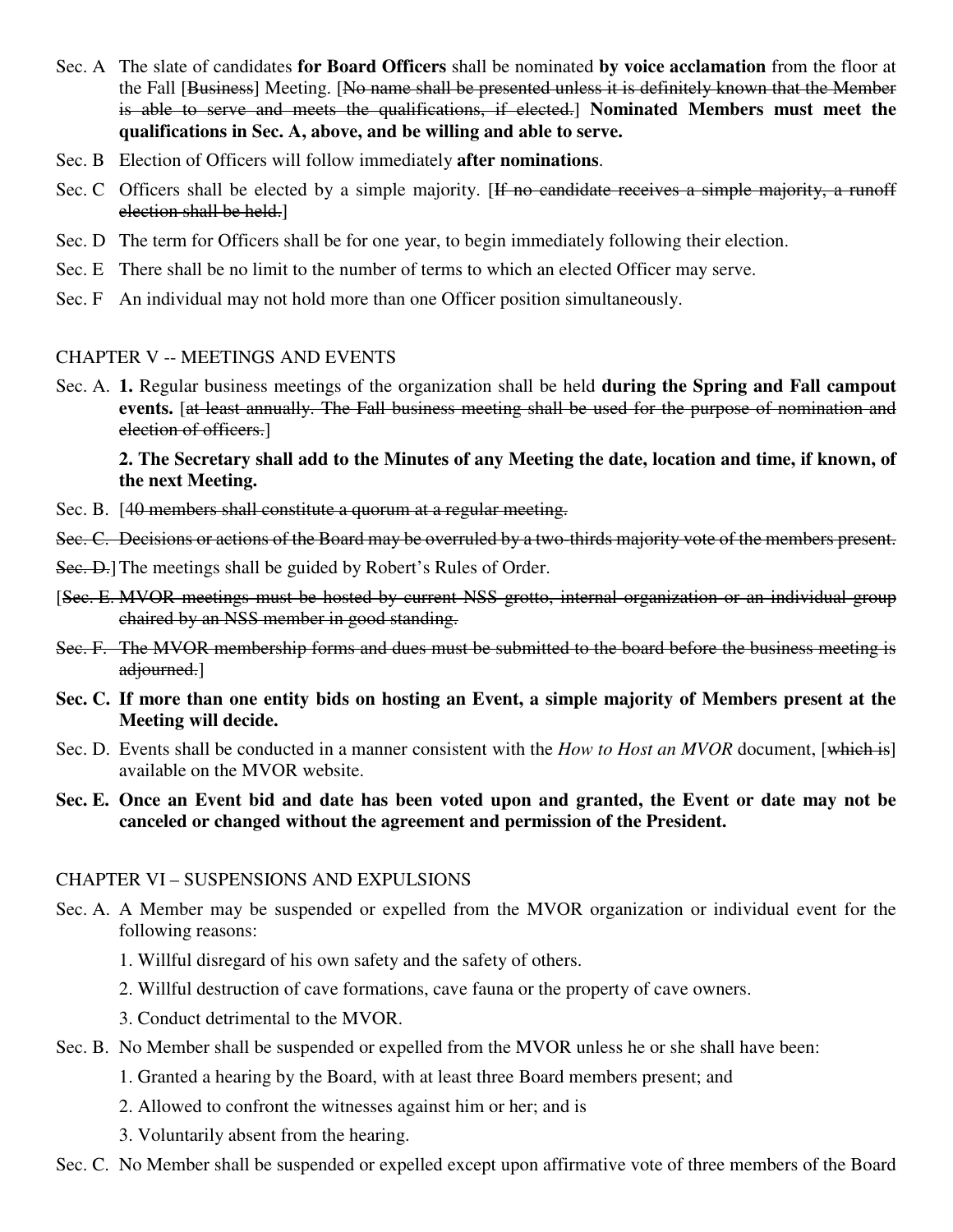Sec. A The slate of candidates **for Board Officers** shall be nominated **by voice acclamation** from the floor at the Fall [~~Business~~] Meeting. [~~No name shall be presented unless it is definitely known that the Member is able to serve and meets the qualifications, if elected.~~] **Nominated Members must meet the qualifications in Sec. A, above, and be willing and able to serve.**

Sec. B Election of Officers will follow immediately **after nominations**.

Sec. C Officers shall be elected by a simple majority. [~~If no candidate receives a simple majority, a runoff election shall be held.~~]

Sec. D The term for Officers shall be for one year, to begin immediately following their election.

Sec. E There shall be no limit to the number of terms to which an elected Officer may serve.

Sec. F An individual may not hold more than one Officer position simultaneously.

## CHAPTER V -- MEETINGS AND EVENTS

Sec. A. **1.** Regular business meetings of the organization shall be held **during the Spring and Fall campout events.** [~~at least annually. The Fall business meeting shall be used for the purpose of nomination and election of officers.~~]

**2. The Secretary shall add to the Minutes of any Meeting the date, location and time, if known, of the next Meeting.**

Sec. B. [~~40 members shall constitute a quorum at a regular meeting.~~

~~Sec. C. Decisions or actions of the Board may be overruled by a two-thirds majority vote of the members present.~~

~~Sec. D.~~] The meetings shall be guided by Robert's Rules of Order.

[~~Sec. E. MVOR meetings must be hosted by current NSS grotto, internal organization or an individual group chaired by an NSS member in good standing.~~

~~Sec. F. The MVOR membership forms and dues must be submitted to the board before the business meeting is adjourned.~~]

**Sec. C. If more than one entity bids on hosting an Event, a simple majority of Members present at the Meeting will decide.**

Sec. D. Events shall be conducted in a manner consistent with the *How to Host an MVOR* document, [~~which is~~] available on the MVOR website.

**Sec. E. Once an Event bid and date has been voted upon and granted, the Event or date may not be canceled or changed without the agreement and permission of the President.**

## CHAPTER VI – SUSPENSIONS AND EXPULSIONS

Sec. A. A Member may be suspended or expelled from the MVOR organization or individual event for the following reasons:

1. Willful disregard of his own safety and the safety of others.
2. Willful destruction of cave formations, cave fauna or the property of cave owners.
3. Conduct detrimental to the MVOR.

Sec. B. No Member shall be suspended or expelled from the MVOR unless he or she shall have been:

1. Granted a hearing by the Board, with at least three Board members present; and
2. Allowed to confront the witnesses against him or her; and is
3. Voluntarily absent from the hearing.

Sec. C. No Member shall be suspended or expelled except upon affirmative vote of three members of the Board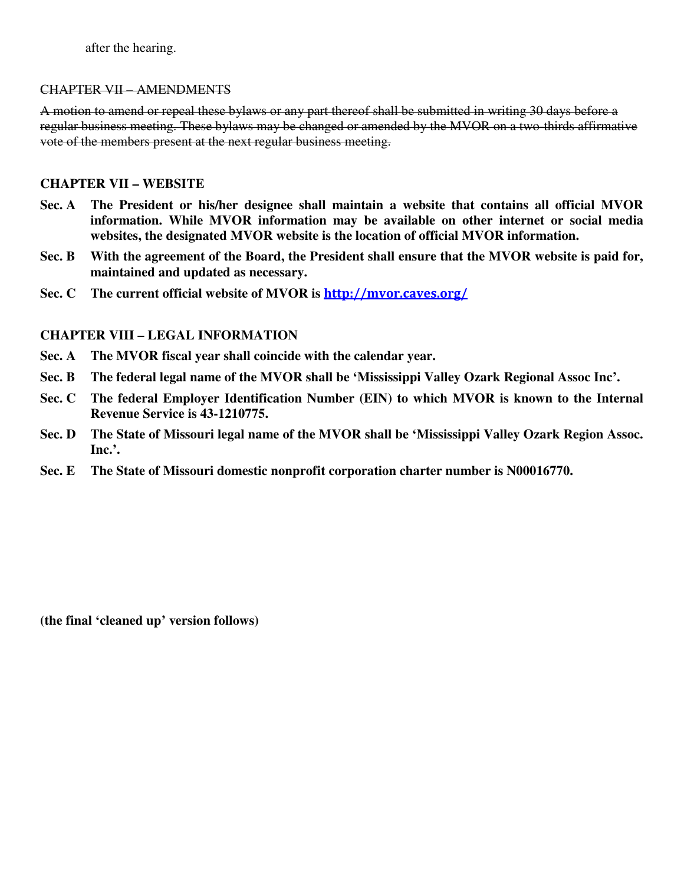after the hearing.

~~CHAPTER VII – AMENDMENTS~~

~~A motion to amend or repeal these bylaws or any part thereof shall be submitted in writing 30 days before a regular business meeting. These bylaws may be changed or amended by the MVOR on a two-thirds affirmative vote of the members present at the next regular business meeting.~~

**CHAPTER VII – WEBSITE**

**Sec. A The President or his/her designee shall maintain a website that contains all official MVOR information. While MVOR information may be available on other internet or social media websites, the designated MVOR website is the location of official MVOR information.**

**Sec. B With the agreement of the Board, the President shall ensure that the MVOR website is paid for, maintained and updated as necessary.**

**Sec. C The current official website of MVOR is http://mvor.caves.org/**

**CHAPTER VIII – LEGAL INFORMATION**

**Sec. A The MVOR fiscal year shall coincide with the calendar year.**

**Sec. B The federal legal name of the MVOR shall be 'Mississippi Valley Ozark Regional Assoc Inc'.**

**Sec. C The federal Employer Identification Number (EIN) to which MVOR is known to the Internal Revenue Service is 43-1210775.**

**Sec. D The State of Missouri legal name of the MVOR shall be 'Mississippi Valley Ozark Region Assoc. Inc.'.**

**Sec. E The State of Missouri domestic nonprofit corporation charter number is N00016770.**

**(the final 'cleaned up' version follows)**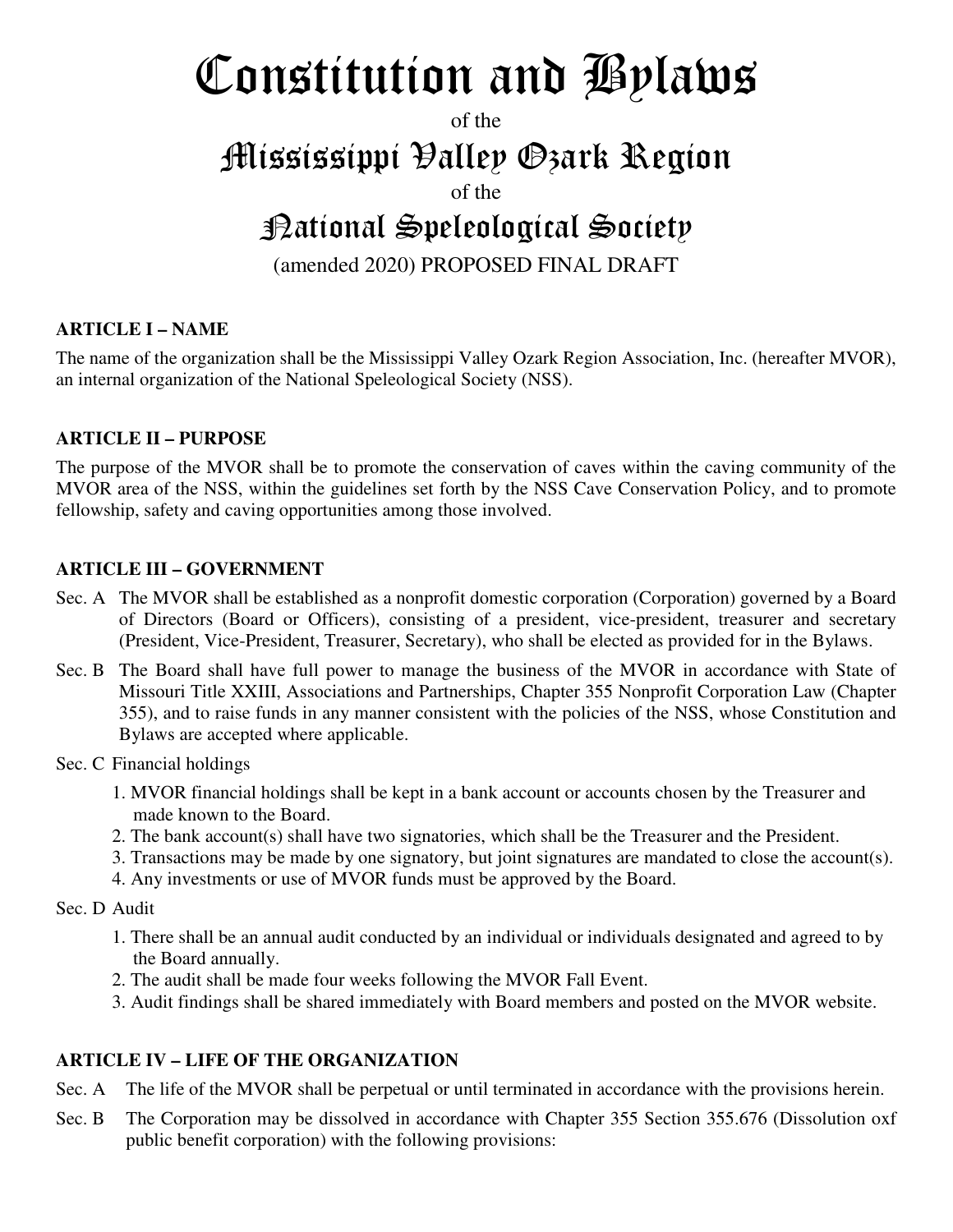# Constitution and Bylaws

of the

## Mississippi Valley Ozark Region

of the

## National Speleological Society

(amended 2020) PROPOSED FINAL DRAFT

### ARTICLE I – NAME

The name of the organization shall be the Mississippi Valley Ozark Region Association, Inc. (hereafter MVOR), an internal organization of the National Speleological Society (NSS).

### ARTICLE II – PURPOSE

The purpose of the MVOR shall be to promote the conservation of caves within the caving community of the MVOR area of the NSS, within the guidelines set forth by the NSS Cave Conservation Policy, and to promote fellowship, safety and caving opportunities among those involved.

### ARTICLE III – GOVERNMENT

Sec. A The MVOR shall be established as a nonprofit domestic corporation (Corporation) governed by a Board of Directors (Board or Officers), consisting of a president, vice-president, treasurer and secretary (President, Vice-President, Treasurer, Secretary), who shall be elected as provided for in the Bylaws.

Sec. B The Board shall have full power to manage the business of the MVOR in accordance with State of Missouri Title XXIII, Associations and Partnerships, Chapter 355 Nonprofit Corporation Law (Chapter 355), and to raise funds in any manner consistent with the policies of the NSS, whose Constitution and Bylaws are accepted where applicable.

Sec. C Financial holdings

1. MVOR financial holdings shall be kept in a bank account or accounts chosen by the Treasurer and made known to the Board.
2. The bank account(s) shall have two signatories, which shall be the Treasurer and the President.
3. Transactions may be made by one signatory, but joint signatures are mandated to close the account(s).
4. Any investments or use of MVOR funds must be approved by the Board.

Sec. D Audit

1. There shall be an annual audit conducted by an individual or individuals designated and agreed to by the Board annually.
2. The audit shall be made four weeks following the MVOR Fall Event.
3. Audit findings shall be shared immediately with Board members and posted on the MVOR website.

### ARTICLE IV – LIFE OF THE ORGANIZATION

Sec. A The life of the MVOR shall be perpetual or until terminated in accordance with the provisions herein.

Sec. B The Corporation may be dissolved in accordance with Chapter 355 Section 355.676 (Dissolution oxf public benefit corporation) with the following provisions: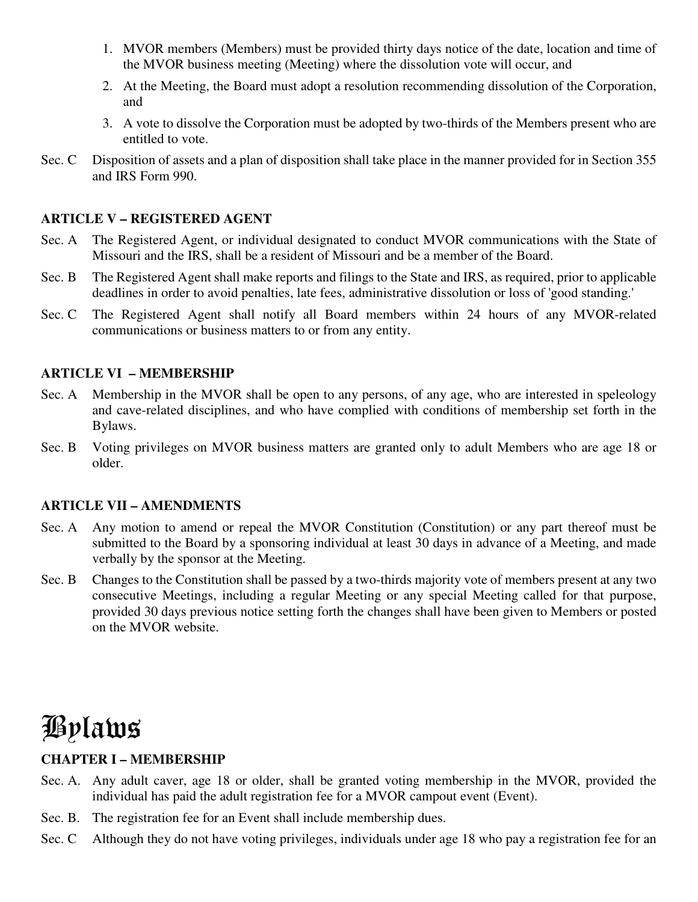1. MVOR members (Members) must be provided thirty days notice of the date, location and time of the MVOR business meeting (Meeting) where the dissolution vote will occur, and
2. At the Meeting, the Board must adopt a resolution recommending dissolution of the Corporation, and
3. A vote to dissolve the Corporation must be adopted by two-thirds of the Members present who are entitled to vote.

Sec. C Disposition of assets and a plan of disposition shall take place in the manner provided for in Section 355 and IRS Form 990.

**ARTICLE V – REGISTERED AGENT**

Sec. A The Registered Agent, or individual designated to conduct MVOR communications with the State of Missouri and the IRS, shall be a resident of Missouri and be a member of the Board.

Sec. B The Registered Agent shall make reports and filings to the State and IRS, as required, prior to applicable deadlines in order to avoid penalties, late fees, administrative dissolution or loss of 'good standing.'

Sec. C The Registered Agent shall notify all Board members within 24 hours of any MVOR-related communications or business matters to or from any entity.

**ARTICLE VI – MEMBERSHIP**

Sec. A Membership in the MVOR shall be open to any persons, of any age, who are interested in speleology and cave-related disciplines, and who have complied with conditions of membership set forth in the Bylaws.

Sec. B Voting privileges on MVOR business matters are granted only to adult Members who are age 18 or older.

**ARTICLE VII – AMENDMENTS**

Sec. A Any motion to amend or repeal the MVOR Constitution (Constitution) or any part thereof must be submitted to the Board by a sponsoring individual at least 30 days in advance of a Meeting, and made verbally by the sponsor at the Meeting.

Sec. B Changes to the Constitution shall be passed by a two-thirds majority vote of members present at any two consecutive Meetings, including a regular Meeting or any special Meeting called for that purpose, provided 30 days previous notice setting forth the changes shall have been given to Members or posted on the MVOR website.

# Bylaws

**CHAPTER I – MEMBERSHIP**

Sec. A. Any adult caver, age 18 or older, shall be granted voting membership in the MVOR, provided the individual has paid the adult registration fee for a MVOR campout event (Event).

Sec. B. The registration fee for an Event shall include membership dues.

Sec. C Although they do not have voting privileges, individuals under age 18 who pay a registration fee for an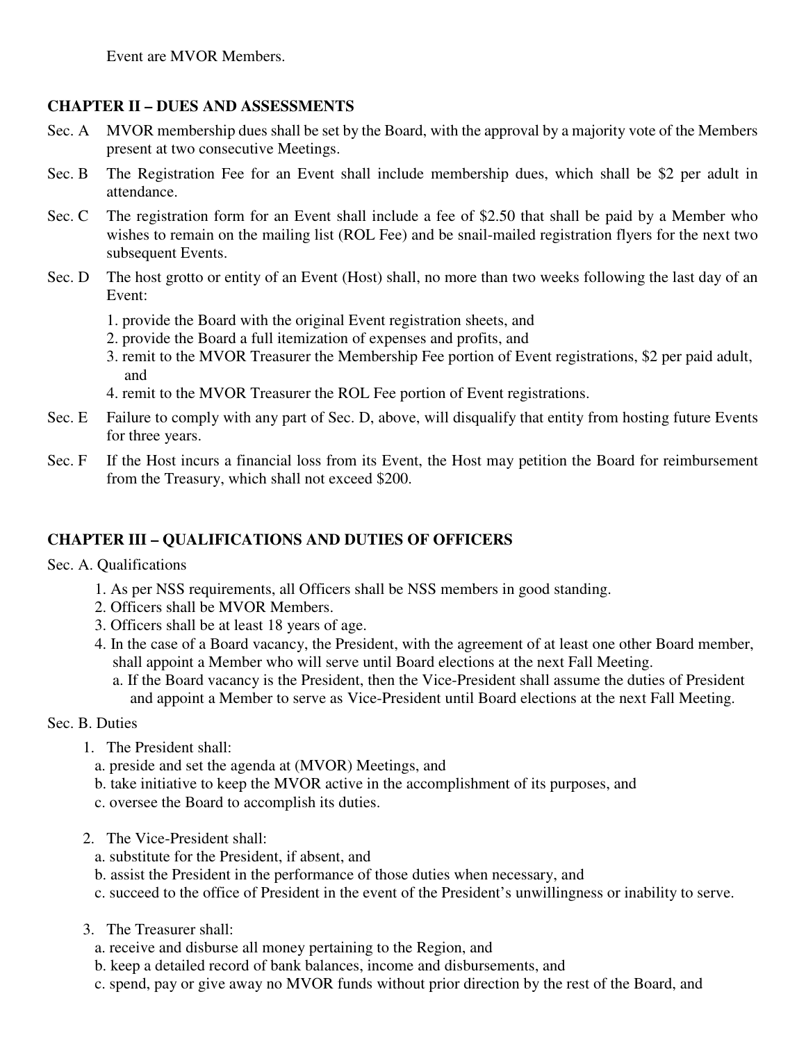Event are MVOR Members.

### CHAPTER II – DUES AND ASSESSMENTS

Sec. A MVOR membership dues shall be set by the Board, with the approval by a majority vote of the Members present at two consecutive Meetings.

Sec. B The Registration Fee for an Event shall include membership dues, which shall be $2 per adult in attendance.

Sec. C The registration form for an Event shall include a fee of $2.50 that shall be paid by a Member who wishes to remain on the mailing list (ROL Fee) and be snail-mailed registration flyers for the next two subsequent Events.

Sec. D The host grotto or entity of an Event (Host) shall, no more than two weeks following the last day of an Event:

1. provide the Board with the original Event registration sheets, and
2. provide the Board a full itemization of expenses and profits, and
3. remit to the MVOR Treasurer the Membership Fee portion of Event registrations, $2 per paid adult, and
4. remit to the MVOR Treasurer the ROL Fee portion of Event registrations.

Sec. E Failure to comply with any part of Sec. D, above, will disqualify that entity from hosting future Events for three years.

Sec. F If the Host incurs a financial loss from its Event, the Host may petition the Board for reimbursement from the Treasury, which shall not exceed $200.

### CHAPTER III – QUALIFICATIONS AND DUTIES OF OFFICERS

Sec. A. Qualifications

1. As per NSS requirements, all Officers shall be NSS members in good standing.
2. Officers shall be MVOR Members.
3. Officers shall be at least 18 years of age.
4. In the case of a Board vacancy, the President, with the agreement of at least one other Board member, shall appoint a Member who will serve until Board elections at the next Fall Meeting.
   a. If the Board vacancy is the President, then the Vice-President shall assume the duties of President and appoint a Member to serve as Vice-President until Board elections at the next Fall Meeting.

Sec. B. Duties

1. The President shall:
   a. preside and set the agenda at (MVOR) Meetings, and
   b. take initiative to keep the MVOR active in the accomplishment of its purposes, and
   c. oversee the Board to accomplish its duties.

2. The Vice-President shall:
   a. substitute for the President, if absent, and
   b. assist the President in the performance of those duties when necessary, and
   c. succeed to the office of President in the event of the President's unwillingness or inability to serve.

3. The Treasurer shall:
   a. receive and disburse all money pertaining to the Region, and
   b. keep a detailed record of bank balances, income and disbursements, and
   c. spend, pay or give away no MVOR funds without prior direction by the rest of the Board, and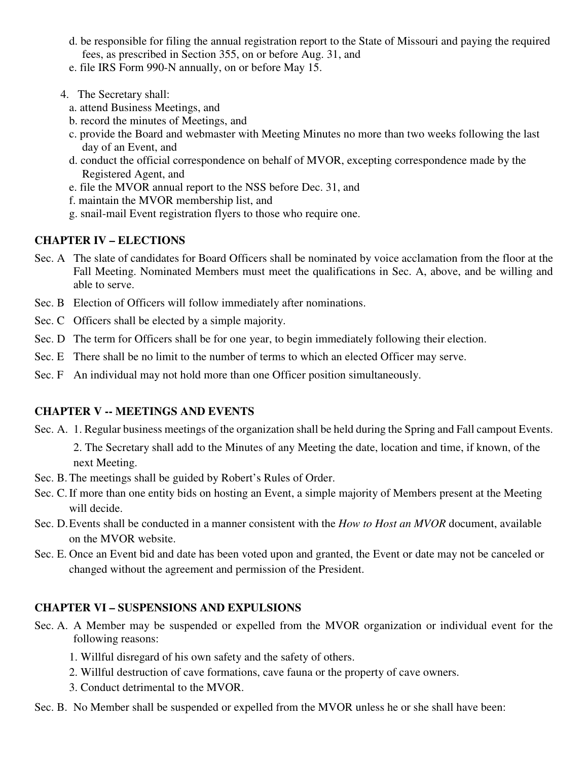d. be responsible for filing the annual registration report to the State of Missouri and paying the required fees, as prescribed in Section 355, on or before Aug. 31, and
e. file IRS Form 990-N annually, on or before May 15.

4. The Secretary shall:
   a. attend Business Meetings, and
   b. record the minutes of Meetings, and
   c. provide the Board and webmaster with Meeting Minutes no more than two weeks following the last day of an Event, and
   d. conduct the official correspondence on behalf of MVOR, excepting correspondence made by the Registered Agent, and
   e. file the MVOR annual report to the NSS before Dec. 31, and
   f. maintain the MVOR membership list, and
   g. snail-mail Event registration flyers to those who require one.

## CHAPTER IV – ELECTIONS

Sec. A The slate of candidates for Board Officers shall be nominated by voice acclamation from the floor at the Fall Meeting. Nominated Members must meet the qualifications in Sec. A, above, and be willing and able to serve.

Sec. B Election of Officers will follow immediately after nominations.

Sec. C Officers shall be elected by a simple majority.

Sec. D The term for Officers shall be for one year, to begin immediately following their election.

Sec. E There shall be no limit to the number of terms to which an elected Officer may serve.

Sec. F An individual may not hold more than one Officer position simultaneously.

## CHAPTER V -- MEETINGS AND EVENTS

Sec. A. 1. Regular business meetings of the organization shall be held during the Spring and Fall campout Events.

2. The Secretary shall add to the Minutes of any Meeting the date, location and time, if known, of the next Meeting.

Sec. B. The meetings shall be guided by Robert's Rules of Order.

Sec. C. If more than one entity bids on hosting an Event, a simple majority of Members present at the Meeting will decide.

Sec. D. Events shall be conducted in a manner consistent with the *How to Host an MVOR* document, available on the MVOR website.

Sec. E. Once an Event bid and date has been voted upon and granted, the Event or date may not be canceled or changed without the agreement and permission of the President.

## CHAPTER VI – SUSPENSIONS AND EXPULSIONS

Sec. A. A Member may be suspended or expelled from the MVOR organization or individual event for the following reasons:

1. Willful disregard of his own safety and the safety of others.
2. Willful destruction of cave formations, cave fauna or the property of cave owners.
3. Conduct detrimental to the MVOR.

Sec. B. No Member shall be suspended or expelled from the MVOR unless he or she shall have been: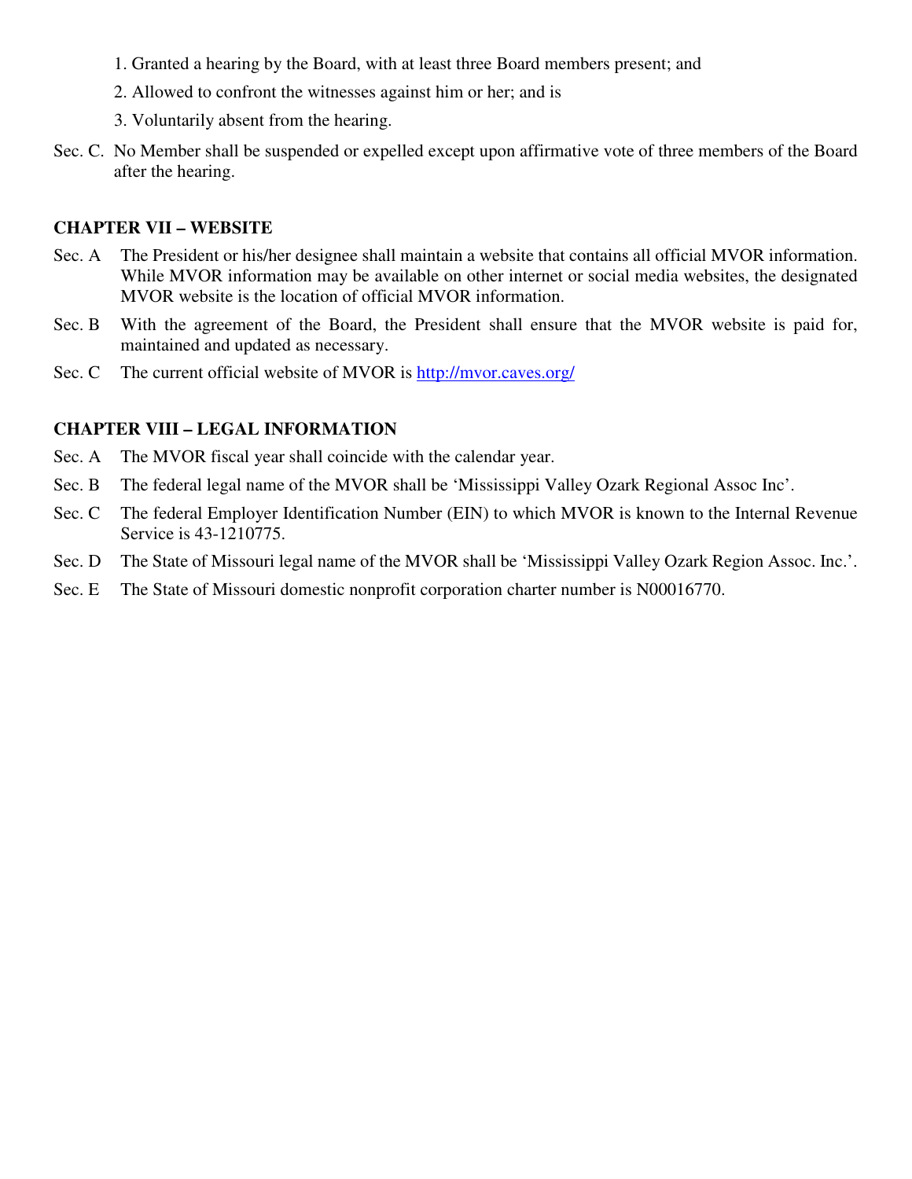1. Granted a hearing by the Board, with at least three Board members present; and
2. Allowed to confront the witnesses against him or her; and is
3. Voluntarily absent from the hearing.

Sec. C. No Member shall be suspended or expelled except upon affirmative vote of three members of the Board after the hearing.

### CHAPTER VII – WEBSITE

Sec. A The President or his/her designee shall maintain a website that contains all official MVOR information. While MVOR information may be available on other internet or social media websites, the designated MVOR website is the location of official MVOR information.

Sec. B With the agreement of the Board, the President shall ensure that the MVOR website is paid for, maintained and updated as necessary.

Sec. C The current official website of MVOR is [http://mvor.caves.org/](http://mvor.caves.org/)

### CHAPTER VIII – LEGAL INFORMATION

Sec. A The MVOR fiscal year shall coincide with the calendar year.

Sec. B The federal legal name of the MVOR shall be 'Mississippi Valley Ozark Regional Assoc Inc'.

Sec. C The federal Employer Identification Number (EIN) to which MVOR is known to the Internal Revenue Service is 43-1210775.

Sec. D The State of Missouri legal name of the MVOR shall be 'Mississippi Valley Ozark Region Assoc. Inc.'.

Sec. E The State of Missouri domestic nonprofit corporation charter number is N00016770.